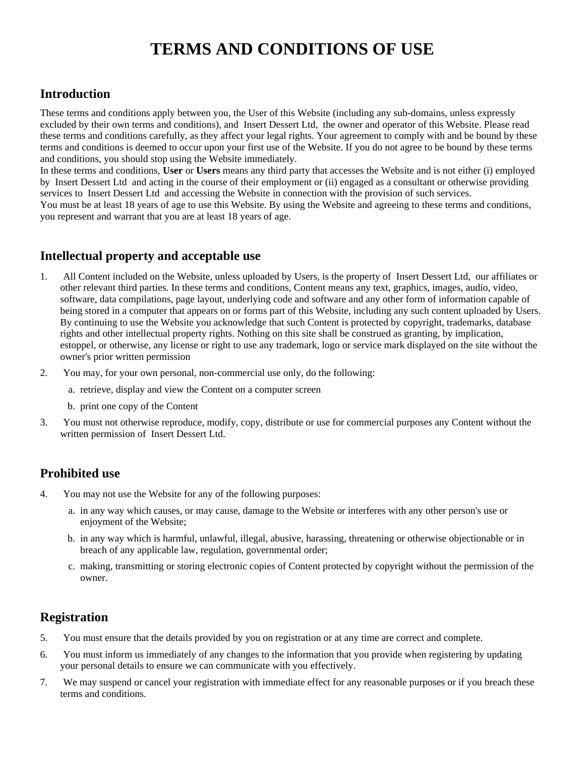# TERMS AND CONDITIONS OF USE

## Introduction

These terms and conditions apply between you, the User of this Website (including any sub-domains, unless expressly excluded by their own terms and conditions), and Insert Dessert Ltd, the owner and operator of this Website. Please read these terms and conditions carefully, as they affect your legal rights. Your agreement to comply with and be bound by these terms and conditions is deemed to occur upon your first use of the Website. If you do not agree to be bound by these terms and conditions, you should stop using the Website immediately.

In these terms and conditions, **User** or **Users** means any third party that accesses the Website and is not either (i) employed by Insert Dessert Ltd and acting in the course of their employment or (ii) engaged as a consultant or otherwise providing services to Insert Dessert Ltd and accessing the Website in connection with the provision of such services.

You must be at least 18 years of age to use this Website. By using the Website and agreeing to these terms and conditions, you represent and warrant that you are at least 18 years of age.

## Intellectual property and acceptable use

1. All Content included on the Website, unless uploaded by Users, is the property of Insert Dessert Ltd, our affiliates or other relevant third parties. In these terms and conditions, Content means any text, graphics, images, audio, video, software, data compilations, page layout, underlying code and software and any other form of information capable of being stored in a computer that appears on or forms part of this Website, including any such content uploaded by Users. By continuing to use the Website you acknowledge that such Content is protected by copyright, trademarks, database rights and other intellectual property rights. Nothing on this site shall be construed as granting, by implication, estoppel, or otherwise, any license or right to use any trademark, logo or service mark displayed on the site without the owner's prior written permission
2. You may, for your own personal, non-commercial use only, do the following:
   a. retrieve, display and view the Content on a computer screen
   b. print one copy of the Content
3. You must not otherwise reproduce, modify, copy, distribute or use for commercial purposes any Content without the written permission of Insert Dessert Ltd.

## Prohibited use

4. You may not use the Website for any of the following purposes:
   a. in any way which causes, or may cause, damage to the Website or interferes with any other person's use or enjoyment of the Website;
   b. in any way which is harmful, unlawful, illegal, abusive, harassing, threatening or otherwise objectionable or in breach of any applicable law, regulation, governmental order;
   c. making, transmitting or storing electronic copies of Content protected by copyright without the permission of the owner.

## Registration

5. You must ensure that the details provided by you on registration or at any time are correct and complete.
6. You must inform us immediately of any changes to the information that you provide when registering by updating your personal details to ensure we can communicate with you effectively.
7. We may suspend or cancel your registration with immediate effect for any reasonable purposes or if you breach these terms and conditions.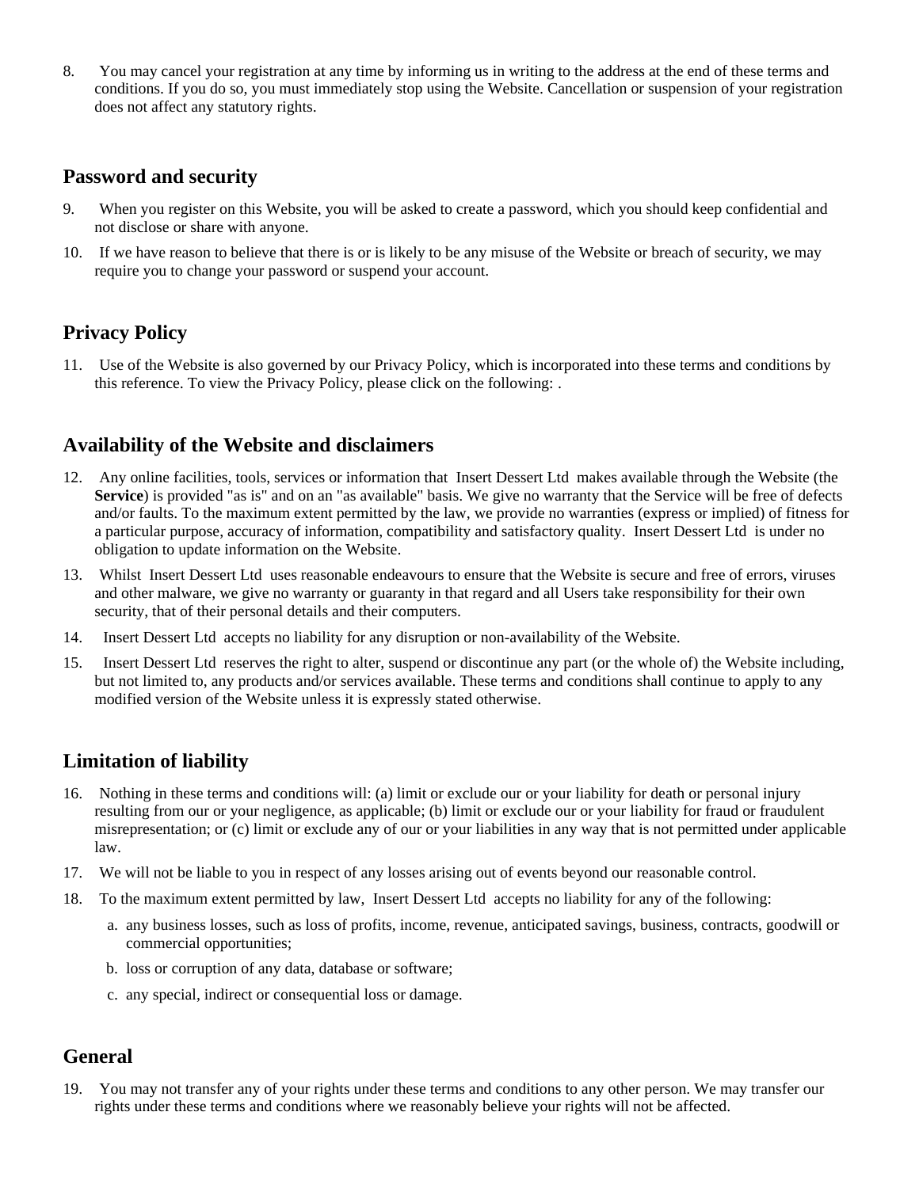8. You may cancel your registration at any time by informing us in writing to the address at the end of these terms and conditions. If you do so, you must immediately stop using the Website. Cancellation or suspension of your registration does not affect any statutory rights.

## Password and security

9. When you register on this Website, you will be asked to create a password, which you should keep confidential and not disclose or share with anyone.
10. If we have reason to believe that there is or is likely to be any misuse of the Website or breach of security, we may require you to change your password or suspend your account.

## Privacy Policy

11. Use of the Website is also governed by our Privacy Policy, which is incorporated into these terms and conditions by this reference. To view the Privacy Policy, please click on the following: .

## Availability of the Website and disclaimers

12. Any online facilities, tools, services or information that Insert Dessert Ltd makes available through the Website (the **Service**) is provided "as is" and on an "as available" basis. We give no warranty that the Service will be free of defects and/or faults. To the maximum extent permitted by the law, we provide no warranties (express or implied) of fitness for a particular purpose, accuracy of information, compatibility and satisfactory quality. Insert Dessert Ltd is under no obligation to update information on the Website.
13. Whilst Insert Dessert Ltd uses reasonable endeavours to ensure that the Website is secure and free of errors, viruses and other malware, we give no warranty or guaranty in that regard and all Users take responsibility for their own security, that of their personal details and their computers.
14. Insert Dessert Ltd accepts no liability for any disruption or non-availability of the Website.
15. Insert Dessert Ltd reserves the right to alter, suspend or discontinue any part (or the whole of) the Website including, but not limited to, any products and/or services available. These terms and conditions shall continue to apply to any modified version of the Website unless it is expressly stated otherwise.

## Limitation of liability

16. Nothing in these terms and conditions will: (a) limit or exclude our or your liability for death or personal injury resulting from our or your negligence, as applicable; (b) limit or exclude our or your liability for fraud or fraudulent misrepresentation; or (c) limit or exclude any of our or your liabilities in any way that is not permitted under applicable law.
17. We will not be liable to you in respect of any losses arising out of events beyond our reasonable control.
18. To the maximum extent permitted by law, Insert Dessert Ltd accepts no liability for any of the following:
    a. any business losses, such as loss of profits, income, revenue, anticipated savings, business, contracts, goodwill or commercial opportunities;
    b. loss or corruption of any data, database or software;
    c. any special, indirect or consequential loss or damage.

## General

19. You may not transfer any of your rights under these terms and conditions to any other person. We may transfer our rights under these terms and conditions where we reasonably believe your rights will not be affected.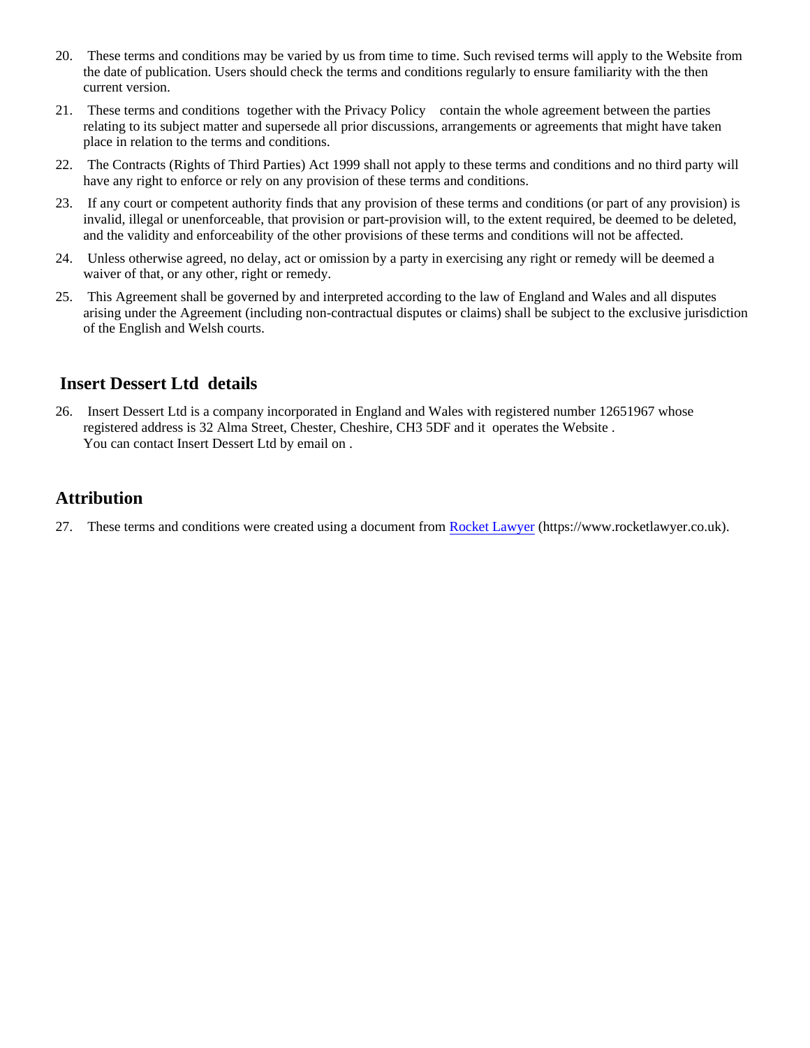20. These terms and conditions may be varied by us from time to time. Such revised terms will apply to the Website from the date of publication. Users should check the terms and conditions regularly to ensure familiarity with the then current version.

21. These terms and conditions together with the Privacy Policy contain the whole agreement between the parties relating to its subject matter and supersede all prior discussions, arrangements or agreements that might have taken place in relation to the terms and conditions.

22. The Contracts (Rights of Third Parties) Act 1999 shall not apply to these terms and conditions and no third party will have any right to enforce or rely on any provision of these terms and conditions.

23. If any court or competent authority finds that any provision of these terms and conditions (or part of any provision) is invalid, illegal or unenforceable, that provision or part-provision will, to the extent required, be deemed to be deleted, and the validity and enforceability of the other provisions of these terms and conditions will not be affected.

24. Unless otherwise agreed, no delay, act or omission by a party in exercising any right or remedy will be deemed a waiver of that, or any other, right or remedy.

25. This Agreement shall be governed by and interpreted according to the law of England and Wales and all disputes arising under the Agreement (including non-contractual disputes or claims) shall be subject to the exclusive jurisdiction of the English and Welsh courts.

## Insert Dessert Ltd details

26. Insert Dessert Ltd is a company incorporated in England and Wales with registered number 12651967 whose registered address is 32 Alma Street, Chester, Cheshire, CH3 5DF and it operates the Website .
You can contact Insert Dessert Ltd by email on .

## Attribution

27. These terms and conditions were created using a document from [Rocket Lawyer](https://www.rocketlawyer.co.uk) (https://www.rocketlawyer.co.uk).